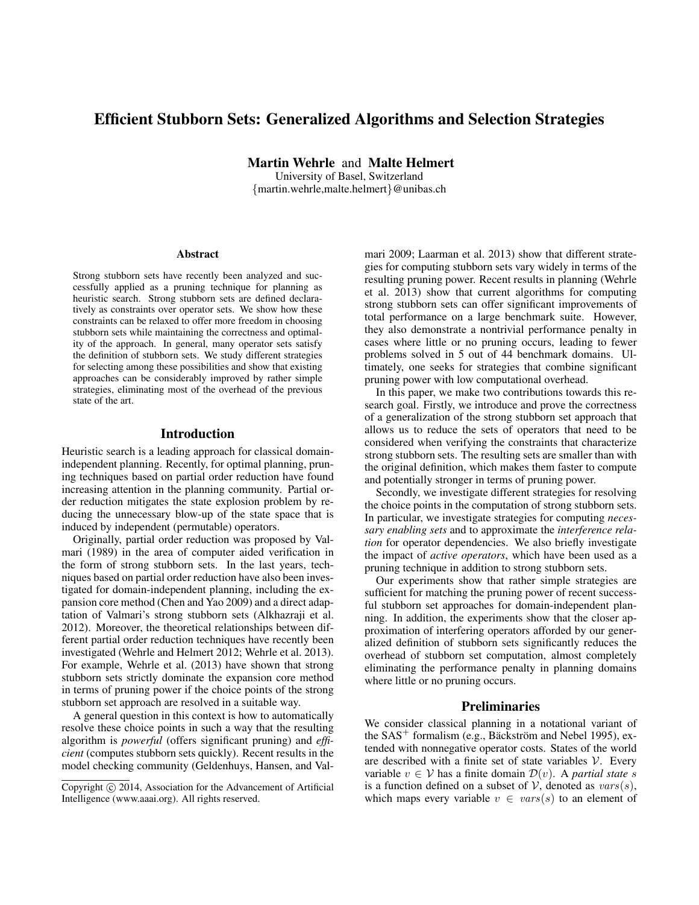# Efficient Stubborn Sets: Generalized Algorithms and Selection Strategies

**Martin Wehrle** and **Malte Helmert**
University of Basel, Switzerland
{martin.wehrle,malte.helmert}@unibas.ch

## Abstract

Strong stubborn sets have recently been analyzed and successfully applied as a pruning technique for planning as heuristic search. Strong stubborn sets are defined declaratively as constraints over operator sets. We show how these constraints can be relaxed to offer more freedom in choosing stubborn sets while maintaining the correctness and optimality of the approach. In general, many operator sets satisfy the definition of stubborn sets. We study different strategies for selecting among these possibilities and show that existing approaches can be considerably improved by rather simple strategies, eliminating most of the overhead of the previous state of the art.

## Introduction

Heuristic search is a leading approach for classical domain-independent planning. Recently, for optimal planning, pruning techniques based on partial order reduction have found increasing attention in the planning community. Partial order reduction mitigates the state explosion problem by reducing the unnecessary blow-up of the state space that is induced by independent (permutable) operators.

Originally, partial order reduction was proposed by Valmari (1989) in the area of computer aided verification in the form of strong stubborn sets. In the last years, techniques based on partial order reduction have also been investigated for domain-independent planning, including the expansion core method (Chen and Yao 2009) and a direct adaptation of Valmari's strong stubborn sets (Alkhazraji et al. 2012). Moreover, the theoretical relationships between different partial order reduction techniques have recently been investigated (Wehrle and Helmert 2012; Wehrle et al. 2013). For example, Wehrle et al. (2013) have shown that strong stubborn sets strictly dominate the expansion core method in terms of pruning power if the choice points of the strong stubborn set approach are resolved in a suitable way.

A general question in this context is how to automatically resolve these choice points in such a way that the resulting algorithm is *powerful* (offers significant pruning) and *efficient* (computes stubborn sets quickly). Recent results in the model checking community (Geldenhuys, Hansen, and Valmari 2009; Laarman et al. 2013) show that different strategies for computing stubborn sets vary widely in terms of the resulting pruning power. Recent results in planning (Wehrle et al. 2013) show that current algorithms for computing strong stubborn sets can offer significant improvements of total performance on a large benchmark suite. However, they also demonstrate a nontrivial performance penalty in cases where little or no pruning occurs, leading to fewer problems solved in 5 out of 44 benchmark domains. Ultimately, one seeks for strategies that combine significant pruning power with low computational overhead.

In this paper, we make two contributions towards this research goal. Firstly, we introduce and prove the correctness of a generalization of the strong stubborn set approach that allows us to reduce the sets of operators that need to be considered when verifying the constraints that characterize strong stubborn sets. The resulting sets are smaller than with the original definition, which makes them faster to compute and potentially stronger in terms of pruning power.

Secondly, we investigate different strategies for resolving the choice points in the computation of strong stubborn sets. In particular, we investigate strategies for computing *necessary enabling sets* and to approximate the *interference relation* for operator dependencies. We also briefly investigate the impact of *active operators*, which have been used as a pruning technique in addition to strong stubborn sets.

Our experiments show that rather simple strategies are sufficient for matching the pruning power of recent successful stubborn set approaches for domain-independent planning. In addition, the experiments show that the closer approximation of interfering operators afforded by our generalized definition of stubborn sets significantly reduces the overhead of stubborn set computation, almost completely eliminating the performance penalty in planning domains where little or no pruning occurs.

## Preliminaries

We consider classical planning in a notational variant of the SAS$^+$ formalism (e.g., Bäckström and Nebel 1995), extended with nonnegative operator costs. States of the world are described with a finite set of state variables $\mathcal{V}$. Every variable $v \in \mathcal{V}$ has a finite domain $\mathcal{D}(v)$. A *partial state* $s$ is a function defined on a subset of $\mathcal{V}$, denoted as $vars(s)$, which maps every variable $v \in vars(s)$ to an element of

Copyright © 2014, Association for the Advancement of Artificial Intelligence (www.aaai.org). All rights reserved.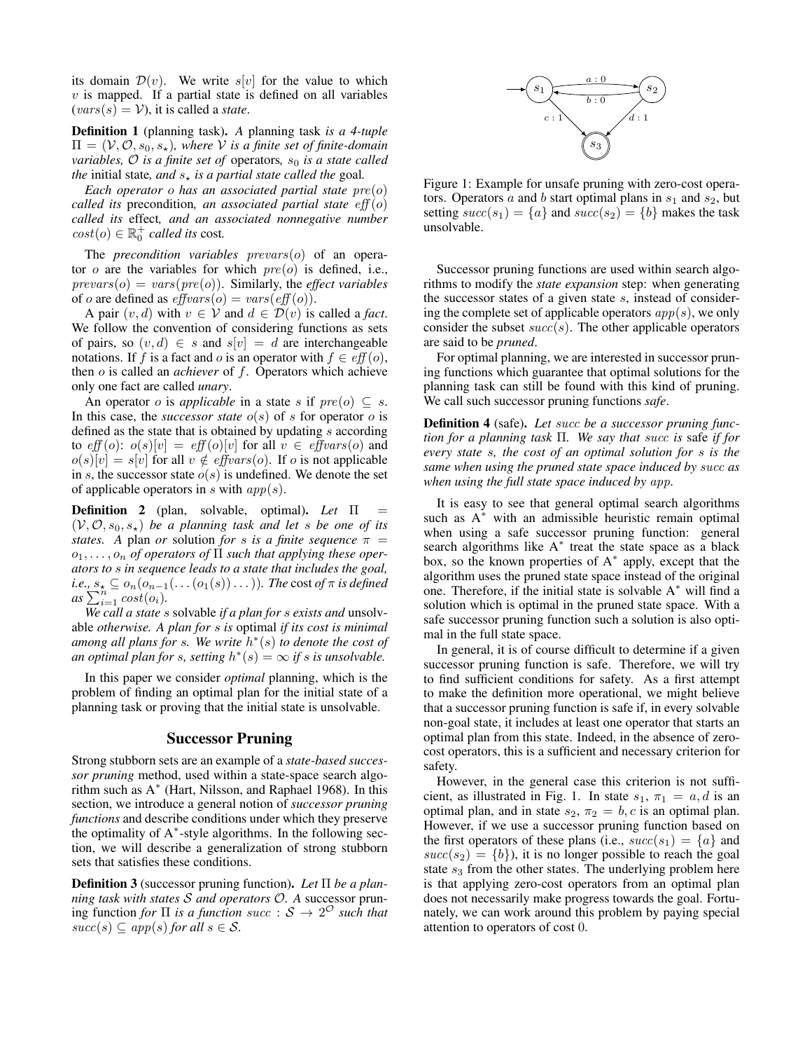its domain $\mathcal{D}(v)$. We write $s[v]$ for the value to which $v$ is mapped. If a partial state is defined on all variables ($vars(s) = \mathcal{V}$), it is called a *state*.

**Definition 1** (planning task). *A planning task is a 4-tuple $\Pi = (\mathcal{V}, \mathcal{O}, s_0, s_\star)$, where $\mathcal{V}$ is a finite set of finite-domain variables, $\mathcal{O}$ is a finite set of* operators*, $s_0$ is a state called the* initial state*, and $s_\star$ is a partial state called the* goal*.*

*Each operator $o$ has an associated partial state $pre(o)$ called its* precondition*, an associated partial state $eff(o)$ called its* effect*, and an associated nonnegative number $cost(o) \in \mathbb{R}_0^+$ called its* cost*.*

The *precondition variables* $prevars(o)$ of an operator $o$ are the variables for which $pre(o)$ is defined, i.e., $prevars(o) = vars(pre(o))$. Similarly, the *effect variables* of $o$ are defined as $effvars(o) = vars(eff(o))$.

A pair $(v, d)$ with $v \in \mathcal{V}$ and $d \in \mathcal{D}(v)$ is called a *fact*. We follow the convention of considering functions as sets of pairs, so $(v, d) \in s$ and $s[v] = d$ are interchangeable notations. If $f$ is a fact and $o$ is an operator with $f \in eff(o)$, then $o$ is called an *achiever* of $f$. Operators which achieve only one fact are called *unary*.

An operator $o$ is *applicable* in a state $s$ if $pre(o) \subseteq s$. In this case, the *successor state* $o(s)$ of $s$ for operator $o$ is defined as the state that is obtained by updating $s$ according to $eff(o)$: $o(s)[v] = eff(o)[v]$ for all $v \in effvars(o)$ and $o(s)[v] = s[v]$ for all $v \notin effvars(o)$. If $o$ is not applicable in $s$, the successor state $o(s)$ is undefined. We denote the set of applicable operators in $s$ with $app(s)$.

**Definition 2** (plan, solvable, optimal). *Let $\Pi = (\mathcal{V}, \mathcal{O}, s_0, s_\star)$ be a planning task and let $s$ be one of its states. A* plan *or* solution *for $s$ is a finite sequence $\pi = o_1, \ldots, o_n$ of operators of $\Pi$ such that applying these operators to $s$ in sequence leads to a state that includes the goal, i.e., $s_\star \subseteq o_n(o_{n-1}(\ldots(o_1(s))\ldots))$. The* cost *of $\pi$ is defined as $\sum_{i=1}^{n} cost(o_i)$.*

*We call a state $s$* solvable *if a plan for $s$ exists and* unsolvable *otherwise. A plan for $s$ is* optimal *if its cost is minimal among all plans for $s$. We write $h^*(s)$ to denote the cost of an optimal plan for $s$, setting $h^*(s) = \infty$ if $s$ is unsolvable.*

In this paper we consider *optimal* planning, which is the problem of finding an optimal plan for the initial state of a planning task or proving that the initial state is unsolvable.

## Successor Pruning

Strong stubborn sets are an example of a *state-based successor pruning* method, used within a state-space search algorithm such as A$^*$ (Hart, Nilsson, and Raphael 1968). In this section, we introduce a general notion of *successor pruning functions* and describe conditions under which they preserve the optimality of A$^*$-style algorithms. In the following section, we will describe a generalization of strong stubborn sets that satisfies these conditions.

**Definition 3** (successor pruning function). *Let $\Pi$ be a planning task with states $\mathcal{S}$ and operators $\mathcal{O}$. A* successor pruning function *for $\Pi$ is a function $succ : \mathcal{S} \to 2^{\mathcal{O}}$ such that $succ(s) \subseteq app(s)$ for all $s \in \mathcal{S}$.*

Figure 1: Example for unsafe pruning with zero-cost operators. Operators $a$ and $b$ start optimal plans in $s_1$ and $s_2$, but setting $succ(s_1) = \{a\}$ and $succ(s_2) = \{b\}$ makes the task unsolvable.

Successor pruning functions are used within search algorithms to modify the *state expansion* step: when generating the successor states of a given state $s$, instead of considering the complete set of applicable operators $app(s)$, we only consider the subset $succ(s)$. The other applicable operators are said to be *pruned*.

For optimal planning, we are interested in successor pruning functions which guarantee that optimal solutions for the planning task can still be found with this kind of pruning. We call such successor pruning functions *safe*.

**Definition 4** (safe). *Let $succ$ be a successor pruning function for a planning task $\Pi$. We say that $succ$ is* safe *if for every state $s$, the cost of an optimal solution for $s$ is the same when using the pruned state space induced by $succ$ as when using the full state space induced by $app$.*

It is easy to see that general optimal search algorithms such as A$^*$ with an admissible heuristic remain optimal when using a safe successor pruning function: general search algorithms like A$^*$ treat the state space as a black box, so the known properties of A$^*$ apply, except that the algorithm uses the pruned state space instead of the original one. Therefore, if the initial state is solvable A$^*$ will find a solution which is optimal in the pruned state space. With a safe successor pruning function such a solution is also optimal in the full state space.

In general, it is of course difficult to determine if a given successor pruning function is safe. Therefore, we will try to find sufficient conditions for safety. As a first attempt to make the definition more operational, we might believe that a successor pruning function is safe if, in every solvable non-goal state, it includes at least one operator that starts an optimal plan from this state. Indeed, in the absence of zero-cost operators, this is a sufficient and necessary criterion for safety.

However, in the general case this criterion is not sufficient, as illustrated in Fig. 1. In state $s_1$, $\pi_1 = a, d$ is an optimal plan, and in state $s_2$, $\pi_2 = b, c$ is an optimal plan. However, if we use a successor pruning function based on the first operators of these plans (i.e., $succ(s_1) = \{a\}$ and $succ(s_2) = \{b\}$), it is no longer possible to reach the goal state $s_3$ from the other states. The underlying problem here is that applying zero-cost operators from an optimal plan does not necessarily make progress towards the goal. Fortunately, we can work around this problem by paying special attention to operators of cost 0.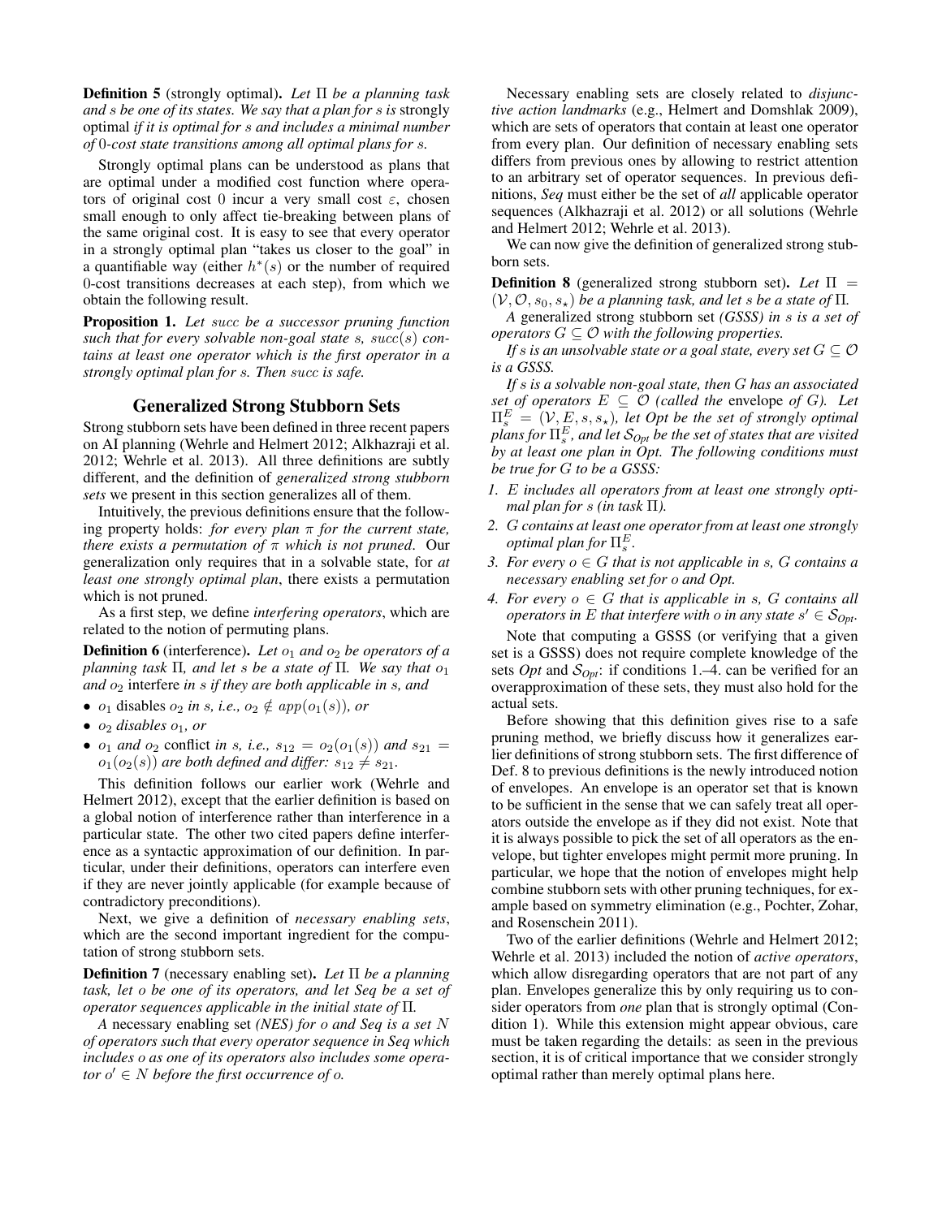**Definition 5** (strongly optimal). *Let $\Pi$ be a planning task and $s$ be one of its states. We say that a plan for $s$ is* strongly optimal *if it is optimal for $s$ and includes a minimal number of 0-cost state transitions among all optimal plans for $s$.*

Strongly optimal plans can be understood as plans that are optimal under a modified cost function where operators of original cost 0 incur a very small cost $\varepsilon$, chosen small enough to only affect tie-breaking between plans of the same original cost. It is easy to see that every operator in a strongly optimal plan "takes us closer to the goal" in a quantifiable way (either $h^*(s)$ or the number of required 0-cost transitions decreases at each step), from which we obtain the following result.

**Proposition 1.** *Let $succ$ be a successor pruning function such that for every solvable non-goal state $s$, $succ(s)$ contains at least one operator which is the first operator in a strongly optimal plan for $s$. Then $succ$ is safe.*

## Generalized Strong Stubborn Sets

Strong stubborn sets have been defined in three recent papers on AI planning (Wehrle and Helmert 2012; Alkhazraji et al. 2012; Wehrle et al. 2013). All three definitions are subtly different, and the definition of *generalized strong stubborn sets* we present in this section generalizes all of them.

Intuitively, the previous definitions ensure that the following property holds: *for every plan $\pi$ for the current state, there exists a permutation of $\pi$ which is not pruned*. Our generalization only requires that in a solvable state, for *at least one strongly optimal plan*, there exists a permutation which is not pruned.

As a first step, we define *interfering operators*, which are related to the notion of permuting plans.

**Definition 6** (interference). *Let $o_1$ and $o_2$ be operators of a planning task $\Pi$, and let $s$ be a state of $\Pi$. We say that $o_1$ and $o_2$* interfere *in $s$ if they are both applicable in $s$, and*

- *$o_1$* disables *$o_2$ in $s$, i.e., $o_2 \notin app(o_1(s))$, or*
- *$o_2$ disables $o_1$, or*
- *$o_1$ and $o_2$* conflict *in $s$, i.e., $s_{12} = o_2(o_1(s))$ and $s_{21} = o_1(o_2(s))$ are both defined and differ: $s_{12} \neq s_{21}$.*

This definition follows our earlier work (Wehrle and Helmert 2012), except that the earlier definition is based on a global notion of interference rather than interference in a particular state. The other two cited papers define interference as a syntactic approximation of our definition. In particular, under their definitions, operators can interfere even if they are never jointly applicable (for example because of contradictory preconditions).

Next, we give a definition of *necessary enabling sets*, which are the second important ingredient for the computation of strong stubborn sets.

**Definition 7** (necessary enabling set). *Let $\Pi$ be a planning task, let $o$ be one of its operators, and let Seq be a set of operator sequences applicable in the initial state of $\Pi$.*

*A* necessary enabling set *(NES) for $o$ and Seq is a set $N$ of operators such that every operator sequence in Seq which includes $o$ as one of its operators also includes some operator $o' \in N$ before the first occurrence of $o$.*

Necessary enabling sets are closely related to *disjunctive action landmarks* (e.g., Helmert and Domshlak 2009), which are sets of operators that contain at least one operator from every plan. Our definition of necessary enabling sets differs from previous ones by allowing to restrict attention to an arbitrary set of operator sequences. In previous definitions, *Seq* must either be the set of *all* applicable operator sequences (Alkhazraji et al. 2012) or all solutions (Wehrle and Helmert 2012; Wehrle et al. 2013).

We can now give the definition of generalized strong stubborn sets.

**Definition 8** (generalized strong stubborn set). *Let $\Pi = (\mathcal{V}, \mathcal{O}, s_0, s_\star)$ be a planning task, and let $s$ be a state of $\Pi$.*

*A* generalized strong stubborn set *(GSSS) in $s$ is a set of operators $G \subseteq \mathcal{O}$ with the following properties.*

*If $s$ is an unsolvable state or a goal state, every set $G \subseteq \mathcal{O}$ is a GSSS.*

*If $s$ is a solvable non-goal state, then $G$ has an associated set of operators $E \subseteq \mathcal{O}$ (called the* envelope *of $G$). Let $\Pi^E_s = (\mathcal{V}, E, s, s_\star)$, let Opt be the set of strongly optimal plans for $\Pi^E_s$, and let $\mathcal{S}_{Opt}$ be the set of states that are visited by at least one plan in Opt. The following conditions must be true for $G$ to be a GSSS:*

1. *$E$ includes all operators from at least one strongly optimal plan for $s$ (in task $\Pi$).*
2. *$G$ contains at least one operator from at least one strongly optimal plan for $\Pi^E_s$.*
3. *For every $o \in G$ that is not applicable in $s$, $G$ contains a necessary enabling set for $o$ and Opt.*
4. *For every $o \in G$ that is applicable in $s$, $G$ contains all operators in $E$ that interfere with $o$ in any state $s' \in \mathcal{S}_{Opt}$.*

Note that computing a GSSS (or verifying that a given set is a GSSS) does not require complete knowledge of the sets *Opt* and $\mathcal{S}_{Opt}$: if conditions 1.–4. can be verified for an overapproximation of these sets, they must also hold for the actual sets.

Before showing that this definition gives rise to a safe pruning method, we briefly discuss how it generalizes earlier definitions of strong stubborn sets. The first difference of Def. 8 to previous definitions is the newly introduced notion of envelopes. An envelope is an operator set that is known to be sufficient in the sense that we can safely treat all operators outside the envelope as if they did not exist. Note that it is always possible to pick the set of all operators as the envelope, but tighter envelopes might permit more pruning. In particular, we hope that the notion of envelopes might help combine stubborn sets with other pruning techniques, for example based on symmetry elimination (e.g., Pochter, Zohar, and Rosenschein 2011).

Two of the earlier definitions (Wehrle and Helmert 2012; Wehrle et al. 2013) included the notion of *active operators*, which allow disregarding operators that are not part of any plan. Envelopes generalize this by only requiring us to consider operators from *one* plan that is strongly optimal (Condition 1). While this extension might appear obvious, care must be taken regarding the details: as seen in the previous section, it is of critical importance that we consider strongly optimal rather than merely optimal plans here.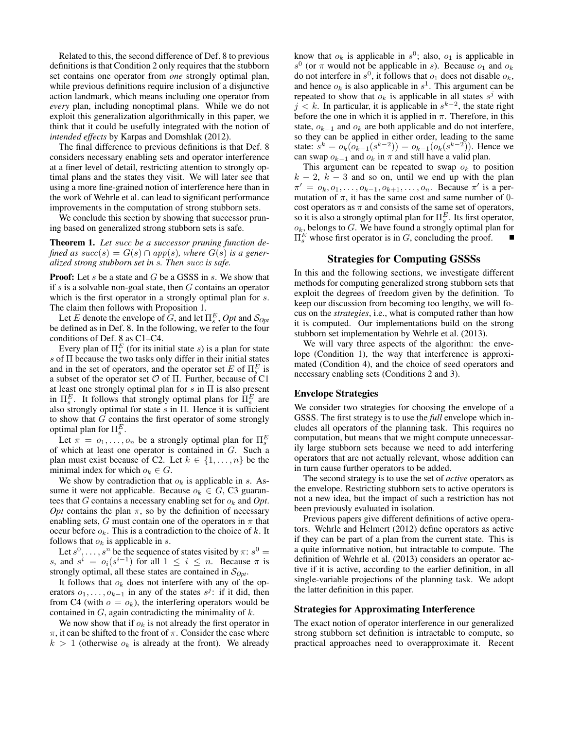Related to this, the second difference of Def. 8 to previous definitions is that Condition 2 only requires that the stubborn set contains one operator from *one* strongly optimal plan, while previous definitions require inclusion of a disjunctive action landmark, which means including one operator from *every* plan, including nonoptimal plans. While we do not exploit this generalization algorithmically in this paper, we think that it could be usefully integrated with the notion of *intended effects* by Karpas and Domshlak (2012).

The final difference to previous definitions is that Def. 8 considers necessary enabling sets and operator interference at a finer level of detail, restricting attention to strongly optimal plans and the states they visit. We will later see that using a more fine-grained notion of interference here than in the work of Wehrle et al. can lead to significant performance improvements in the computation of strong stubborn sets.

We conclude this section by showing that successor pruning based on generalized strong stubborn sets is safe.

**Theorem 1.** *Let succ be a successor pruning function defined as $succ(s) = G(s) \cap app(s)$, where $G(s)$ is a generalized strong stubborn set in s. Then succ is safe.*

**Proof:** Let $s$ be a state and $G$ be a GSSS in $s$. We show that if $s$ is a solvable non-goal state, then $G$ contains an operator which is the first operator in a strongly optimal plan for $s$. The claim then follows with Proposition 1.

Let $E$ denote the envelope of $G$, and let $\Pi_s^E$, *Opt* and $\mathcal{S}_{Opt}$ be defined as in Def. 8. In the following, we refer to the four conditions of Def. 8 as C1–C4.

Every plan of $\Pi_s^E$ (for its initial state $s$) is a plan for state $s$ of $\Pi$ because the two tasks only differ in their initial states and in the set of operators, and the operator set $E$ of $\Pi_s^E$ is a subset of the operator set $\mathcal{O}$ of $\Pi$. Further, because of C1 at least one strongly optimal plan for $s$ in $\Pi$ is also present in $\Pi_s^E$. It follows that strongly optimal plans for $\Pi_s^E$ are also strongly optimal for state $s$ in $\Pi$. Hence it is sufficient to show that $G$ contains the first operator of some strongly optimal plan for $\Pi_s^E$.

Let $\pi = o_1, \ldots, o_n$ be a strongly optimal plan for $\Pi_s^E$ of which at least one operator is contained in $G$. Such a plan must exist because of C2. Let $k \in \{1, \ldots, n\}$ be the minimal index for which $o_k \in G$.

We show by contradiction that $o_k$ is applicable in $s$. Assume it were not applicable. Because $o_k \in G$, C3 guarantees that $G$ contains a necessary enabling set for $o_k$ and *Opt*. *Opt* contains the plan $\pi$, so by the definition of necessary enabling sets, $G$ must contain one of the operators in $\pi$ that occur before $o_k$. This is a contradiction to the choice of $k$. It follows that $o_k$ is applicable in $s$.

Let $s^0, \ldots, s^n$ be the sequence of states visited by $\pi$: $s^0 = s$, and $s^i = o_i(s^{i-1})$ for all $1 \leq i \leq n$. Because $\pi$ is strongly optimal, all these states are contained in $\mathcal{S}_{Opt}$.

It follows that $o_k$ does not interfere with any of the operators $o_1, \ldots, o_{k-1}$ in any of the states $s^j$: if it did, then from C4 (with $o = o_k$), the interfering operators would be contained in $G$, again contradicting the minimality of $k$.

We now show that if $o_k$ is not already the first operator in $\pi$, it can be shifted to the front of $\pi$. Consider the case where $k > 1$ (otherwise $o_k$ is already at the front). We already know that $o_k$ is applicable in $s^0$; also, $o_1$ is applicable in $s^0$ (or $\pi$ would not be applicable in $s$). Because $o_1$ and $o_k$ do not interfere in $s^0$, it follows that $o_1$ does not disable $o_k$, and hence $o_k$ is also applicable in $s^1$. This argument can be repeated to show that $o_k$ is applicable in all states $s^j$ with $j < k$. In particular, it is applicable in $s^{k-2}$, the state right before the one in which it is applied in $\pi$. Therefore, in this state, $o_{k-1}$ and $o_k$ are both applicable and do not interfere, so they can be applied in either order, leading to the same state: $s^k = o_k(o_{k-1}(s^{k-2})) = o_{k-1}(o_k(s^{k-2}))$. Hence we can swap $o_{k-1}$ and $o_k$ in $\pi$ and still have a valid plan.

This argument can be repeated to swap $o_k$ to position $k-2$, $k-3$ and so on, until we end up with the plan $\pi' = o_k, o_1, \ldots, o_{k-1}, o_{k+1}, \ldots, o_n$. Because $\pi'$ is a permutation of $\pi$, it has the same cost and same number of 0-cost operators as $\pi$ and consists of the same set of operators, so it is also a strongly optimal plan for $\Pi_s^E$. Its first operator, $o_k$, belongs to $G$. We have found a strongly optimal plan for $\Pi_s^E$ whose first operator is in $G$, concluding the proof. ∎

## Strategies for Computing GSSSs

In this and the following sections, we investigate different methods for computing generalized strong stubborn sets that exploit the degrees of freedom given by the definition. To keep our discussion from becoming too lengthy, we will focus on the *strategies*, i.e., what is computed rather than how it is computed. Our implementations build on the strong stubborn set implementation by Wehrle et al. (2013).

We will vary three aspects of the algorithm: the envelope (Condition 1), the way that interference is approximated (Condition 4), and the choice of seed operators and necessary enabling sets (Conditions 2 and 3).

### Envelope Strategies

We consider two strategies for choosing the envelope of a GSSS. The first strategy is to use the *full* envelope which includes all operators of the planning task. This requires no computation, but means that we might compute unnecessarily large stubborn sets because we need to add interfering operators that are not actually relevant, whose addition can in turn cause further operators to be added.

The second strategy is to use the set of *active* operators as the envelope. Restricting stubborn sets to active operators is not a new idea, but the impact of such a restriction has not been previously evaluated in isolation.

Previous papers give different definitions of active operators. Wehrle and Helmert (2012) define operators as active if they can be part of a plan from the current state. This is a quite informative notion, but intractable to compute. The definition of Wehrle et al. (2013) considers an operator active if it is active, according to the earlier definition, in all single-variable projections of the planning task. We adopt the latter definition in this paper.

### Strategies for Approximating Interference

The exact notion of operator interference in our generalized strong stubborn set definition is intractable to compute, so practical approaches need to overapproximate it. Recent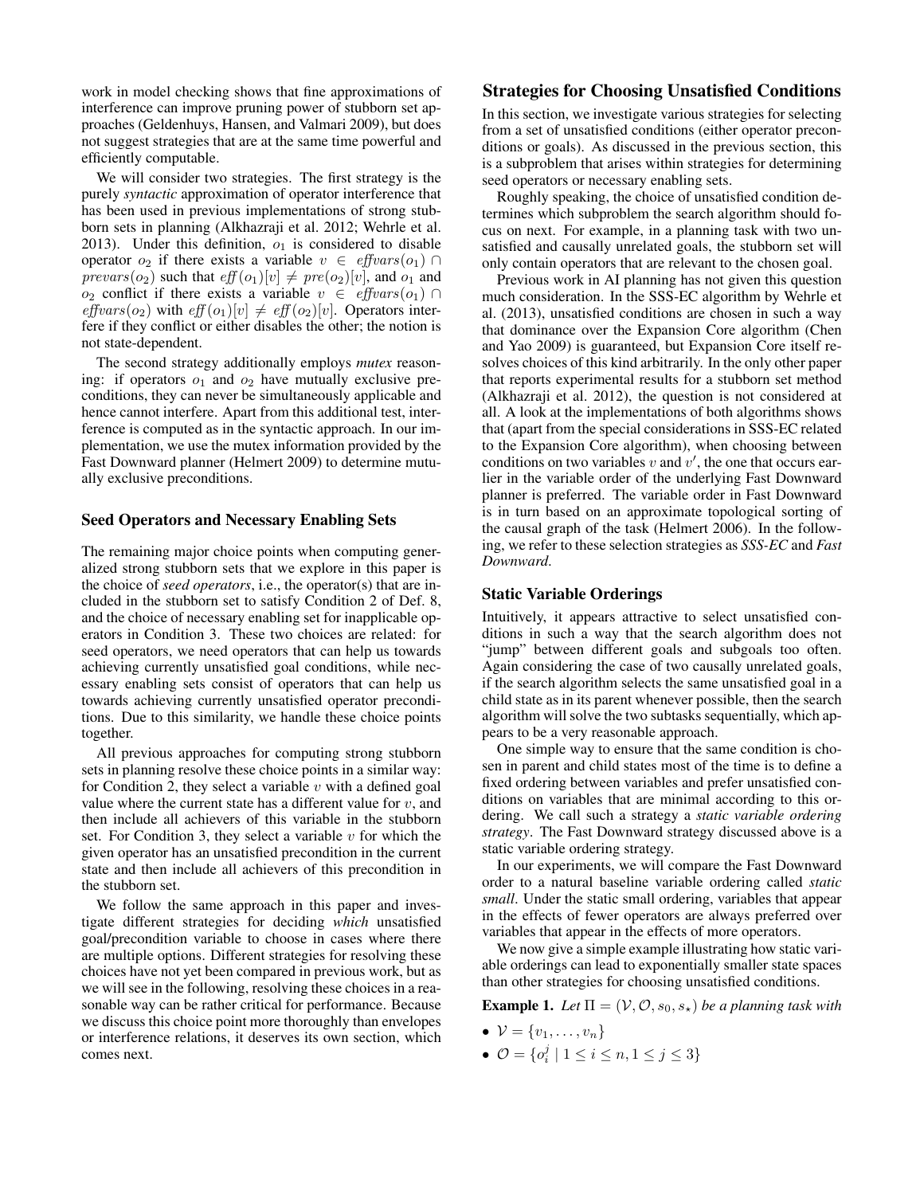work in model checking shows that fine approximations of interference can improve pruning power of stubborn set approaches (Geldenhuys, Hansen, and Valmari 2009), but does not suggest strategies that are at the same time powerful and efficiently computable.

We will consider two strategies. The first strategy is the purely *syntactic* approximation of operator interference that has been used in previous implementations of strong stubborn sets in planning (Alkhazraji et al. 2012; Wehrle et al. 2013). Under this definition, $o_1$ is considered to disable operator $o_2$ if there exists a variable $v \in \mathit{effvars}(o_1) \cap \mathit{prevars}(o_2)$ such that $\mathit{eff}(o_1)[v] \neq \mathit{pre}(o_2)[v]$, and $o_1$ and $o_2$ conflict if there exists a variable $v \in \mathit{effvars}(o_1) \cap \mathit{effvars}(o_2)$ with $\mathit{eff}(o_1)[v] \neq \mathit{eff}(o_2)[v]$. Operators interfere if they conflict or either disables the other; the notion is not state-dependent.

The second strategy additionally employs *mutex* reasoning: if operators $o_1$ and $o_2$ have mutually exclusive preconditions, they can never be simultaneously applicable and hence cannot interfere. Apart from this additional test, interference is computed as in the syntactic approach. In our implementation, we use the mutex information provided by the Fast Downward planner (Helmert 2009) to determine mutually exclusive preconditions.

### Seed Operators and Necessary Enabling Sets

The remaining major choice points when computing generalized strong stubborn sets that we explore in this paper is the choice of *seed operators*, i.e., the operator(s) that are included in the stubborn set to satisfy Condition 2 of Def. 8, and the choice of necessary enabling set for inapplicable operators in Condition 3. These two choices are related: for seed operators, we need operators that can help us towards achieving currently unsatisfied goal conditions, while necessary enabling sets consist of operators that can help us towards achieving currently unsatisfied operator preconditions. Due to this similarity, we handle these choice points together.

All previous approaches for computing strong stubborn sets in planning resolve these choice points in a similar way: for Condition 2, they select a variable $v$ with a defined goal value where the current state has a different value for $v$, and then include all achievers of this variable in the stubborn set. For Condition 3, they select a variable $v$ for which the given operator has an unsatisfied precondition in the current state and then include all achievers of this precondition in the stubborn set.

We follow the same approach in this paper and investigate different strategies for deciding *which* unsatisfied goal/precondition variable to choose in cases where there are multiple options. Different strategies for resolving these choices have not yet been compared in previous work, but as we will see in the following, resolving these choices in a reasonable way can be rather critical for performance. Because we discuss this choice point more thoroughly than envelopes or interference relations, it deserves its own section, which comes next.

## Strategies for Choosing Unsatisfied Conditions

In this section, we investigate various strategies for selecting from a set of unsatisfied conditions (either operator preconditions or goals). As discussed in the previous section, this is a subproblem that arises within strategies for determining seed operators or necessary enabling sets.

Roughly speaking, the choice of unsatisfied condition determines which subproblem the search algorithm should focus on next. For example, in a planning task with two unsatisfied and causally unrelated goals, the stubborn set will only contain operators that are relevant to the chosen goal.

Previous work in AI planning has not given this question much consideration. In the SSS-EC algorithm by Wehrle et al. (2013), unsatisfied conditions are chosen in such a way that dominance over the Expansion Core algorithm (Chen and Yao 2009) is guaranteed, but Expansion Core itself resolves choices of this kind arbitrarily. In the only other paper that reports experimental results for a stubborn set method (Alkhazraji et al. 2012), the question is not considered at all. A look at the implementations of both algorithms shows that (apart from the special considerations in SSS-EC related to the Expansion Core algorithm), when choosing between conditions on two variables $v$ and $v'$, the one that occurs earlier in the variable order of the underlying Fast Downward planner is preferred. The variable order in Fast Downward is in turn based on an approximate topological sorting of the causal graph of the task (Helmert 2006). In the following, we refer to these selection strategies as *SSS-EC* and *Fast Downward*.

### Static Variable Orderings

Intuitively, it appears attractive to select unsatisfied conditions in such a way that the search algorithm does not "jump" between different goals and subgoals too often. Again considering the case of two causally unrelated goals, if the search algorithm selects the same unsatisfied goal in a child state as in its parent whenever possible, then the search algorithm will solve the two subtasks sequentially, which appears to be a very reasonable approach.

One simple way to ensure that the same condition is chosen in parent and child states most of the time is to define a fixed ordering between variables and prefer unsatisfied conditions on variables that are minimal according to this ordering. We call such a strategy a *static variable ordering strategy*. The Fast Downward strategy discussed above is a static variable ordering strategy.

In our experiments, we will compare the Fast Downward order to a natural baseline variable ordering called *static small*. Under the static small ordering, variables that appear in the effects of fewer operators are always preferred over variables that appear in the effects of more operators.

We now give a simple example illustrating how static variable orderings can lead to exponentially smaller state spaces than other strategies for choosing unsatisfied conditions.

**Example 1.** *Let* $\Pi = (\mathcal{V}, \mathcal{O}, s_0, s_\star)$ *be a planning task with*

- $\mathcal{V} = \{v_1, \dots, v_n\}$
- $\mathcal{O} = \{o_i^j \mid 1 \leq i \leq n, 1 \leq j \leq 3\}$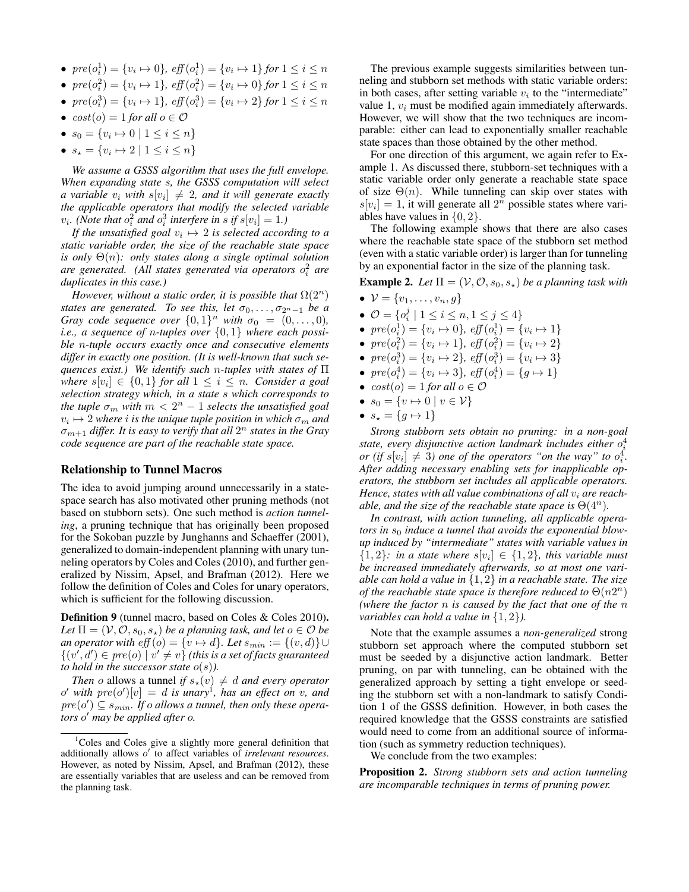- $pre(o_i^1) = \{v_i \mapsto 0\}$, $eff(o_i^1) = \{v_i \mapsto 1\}$ *for* $1 \leq i \leq n$
- $pre(o_i^2) = \{v_i \mapsto 1\}$, $eff(o_i^2) = \{v_i \mapsto 0\}$ *for* $1 \leq i \leq n$
- $pre(o_i^3) = \{v_i \mapsto 1\}$, $eff(o_i^3) = \{v_i \mapsto 2\}$ *for* $1 \leq i \leq n$
- $cost(o) = 1$ *for all* $o \in \mathcal{O}$
- $s_0 = \{v_i \mapsto 0 \mid 1 \leq i \leq n\}$
- $s_\star = \{v_i \mapsto 2 \mid 1 \leq i \leq n\}$

*We assume a GSSS algorithm that uses the full envelope. When expanding state $s$, the GSSS computation will select a variable $v_i$ with $s[v_i] \neq 2$, and it will generate exactly the applicable operators that modify the selected variable $v_i$. (Note that $o_i^2$ and $o_i^3$ interfere in $s$ if $s[v_i] = 1$.)*

*If the unsatisfied goal $v_i \mapsto 2$ is selected according to a static variable order, the size of the reachable state space is only $\Theta(n)$: only states along a single optimal solution are generated. (All states generated via operators $o_i^2$ are duplicates in this case.)*

*However, without a static order, it is possible that $\Omega(2^n)$ states are generated. To see this, let $\sigma_0, \dots, \sigma_{2^n-1}$ be a Gray code sequence over $\{0,1\}^n$ with $\sigma_0 = (0, \dots, 0)$, i.e., a sequence of $n$-tuples over $\{0,1\}$ where each possible $n$-tuple occurs exactly once and consecutive elements differ in exactly one position. (It is well-known that such sequences exist.) We identify such $n$-tuples with states of $\Pi$ where $s[v_i] \in \{0,1\}$ for all $1 \leq i \leq n$. Consider a goal selection strategy which, in a state $s$ which corresponds to the tuple $\sigma_m$ with $m < 2^n - 1$ selects the unsatisfied goal $v_i \mapsto 2$ where $i$ is the unique tuple position in which $\sigma_m$ and $\sigma_{m+1}$ differ. It is easy to verify that all $2^n$ states in the Gray code sequence are part of the reachable state space.*

## Relationship to Tunnel Macros

The idea to avoid jumping around unnecessarily in a state-space search has also motivated other pruning methods (not based on stubborn sets). One such method is *action tunneling*, a pruning technique that has originally been proposed for the Sokoban puzzle by Junghanns and Schaeffer (2001), generalized to domain-independent planning with unary tunneling operators by Coles and Coles (2010), and further generalized by Nissim, Apsel, and Brafman (2012). Here we follow the definition of Coles and Coles for unary operators, which is sufficient for the following discussion.

**Definition 9** (tunnel macro, based on Coles & Coles 2010)**.** *Let $\Pi = (\mathcal{V}, \mathcal{O}, s_0, s_\star)$ be a planning task, and let $o \in \mathcal{O}$ be an operator with $eff(o) = \{v \mapsto d\}$. Let $s_{min} := \{(v,d)\} \cup \{(v', d') \in pre(o) \mid v' \neq v\}$ (this is a set of facts guaranteed to hold in the successor state $o(s)$).*

*Then $o$* allows a tunnel *if $s_\star(v) \neq d$ and every operator $o'$ with $pre(o')[v] = d$ is unary[1], has an effect on $v$, and $pre(o') \subseteq s_{min}$. If $o$ allows a tunnel, then only these operators $o'$ may be applied after $o$.*

[1] Coles and Coles give a slightly more general definition that additionally allows $o'$ to affect variables of *irrelevant resources*. However, as noted by Nissim, Apsel, and Brafman (2012), these are essentially variables that are useless and can be removed from the planning task.

The previous example suggests similarities between tunneling and stubborn set methods with static variable orders: in both cases, after setting variable $v_i$ to the "intermediate" value 1, $v_i$ must be modified again immediately afterwards. However, we will show that the two techniques are incomparable: either can lead to exponentially smaller reachable state spaces than those obtained by the other method.

For one direction of this argument, we again refer to Example 1. As discussed there, stubborn-set techniques with a static variable order only generate a reachable state space of size $\Theta(n)$. While tunneling can skip over states with $s[v_i] = 1$, it will generate all $2^n$ possible states where variables have values in $\{0, 2\}$.

The following example shows that there are also cases where the reachable state space of the stubborn set method (even with a static variable order) is larger than for tunneling by an exponential factor in the size of the planning task.

**Example 2.** *Let $\Pi = (\mathcal{V}, \mathcal{O}, s_0, s_\star)$ be a planning task with*

- $\mathcal{V} = \{v_1, \dots, v_n, g\}$
- $\mathcal{O} = \{o_i^j \mid 1 \leq i \leq n, 1 \leq j \leq 4\}$
- $pre(o_i^1) = \{v_i \mapsto 0\}$, $eff(o_i^1) = \{v_i \mapsto 1\}$
- $pre(o_i^2) = \{v_i \mapsto 1\}$, $eff(o_i^2) = \{v_i \mapsto 2\}$
- $pre(o_i^3) = \{v_i \mapsto 2\}$, $eff(o_i^3) = \{v_i \mapsto 3\}$
- $pre(o_i^4) = \{v_i \mapsto 3\}$, $eff(o_i^4) = \{g \mapsto 1\}$
- $cost(o) = 1$ *for all* $o \in \mathcal{O}$
- $s_0 = \{v \mapsto 0 \mid v \in \mathcal{V}\}$
- $s_\star = \{g \mapsto 1\}$

*Strong stubborn sets obtain no pruning: in a non-goal state, every disjunctive action landmark includes either $o_i^4$ or (if $s[v_i] \neq 3$) one of the operators "on the way" to $o_i^4$. After adding necessary enabling sets for inapplicable operators, the stubborn set includes all applicable operators. Hence, states with all value combinations of all $v_i$ are reachable, and the size of the reachable state space is $\Theta(4^n)$.*

*In contrast, with action tunneling, all applicable operators in $s_0$ induce a tunnel that avoids the exponential blowup induced by "intermediate" states with variable values in $\{1,2\}$: in a state where $s[v_i] \in \{1,2\}$, this variable must be increased immediately afterwards, so at most one variable can hold a value in $\{1,2\}$ in a reachable state. The size of the reachable state space is therefore reduced to $\Theta(n2^n)$ (where the factor $n$ is caused by the fact that one of the $n$ variables can hold a value in $\{1,2\}$).*

Note that the example assumes a *non-generalized* strong stubborn set approach where the computed stubborn set must be seeded by a disjunctive action landmark. Better pruning, on par with tunneling, can be obtained with the generalized approach by setting a tight envelope or seeding the stubborn set with a non-landmark to satisfy Condition 1 of the GSSS definition. However, in both cases the required knowledge that the GSSS constraints are satisfied would need to come from an additional source of information (such as symmetry reduction techniques).

We conclude from the two examples:

**Proposition 2.** *Strong stubborn sets and action tunneling are incomparable techniques in terms of pruning power.*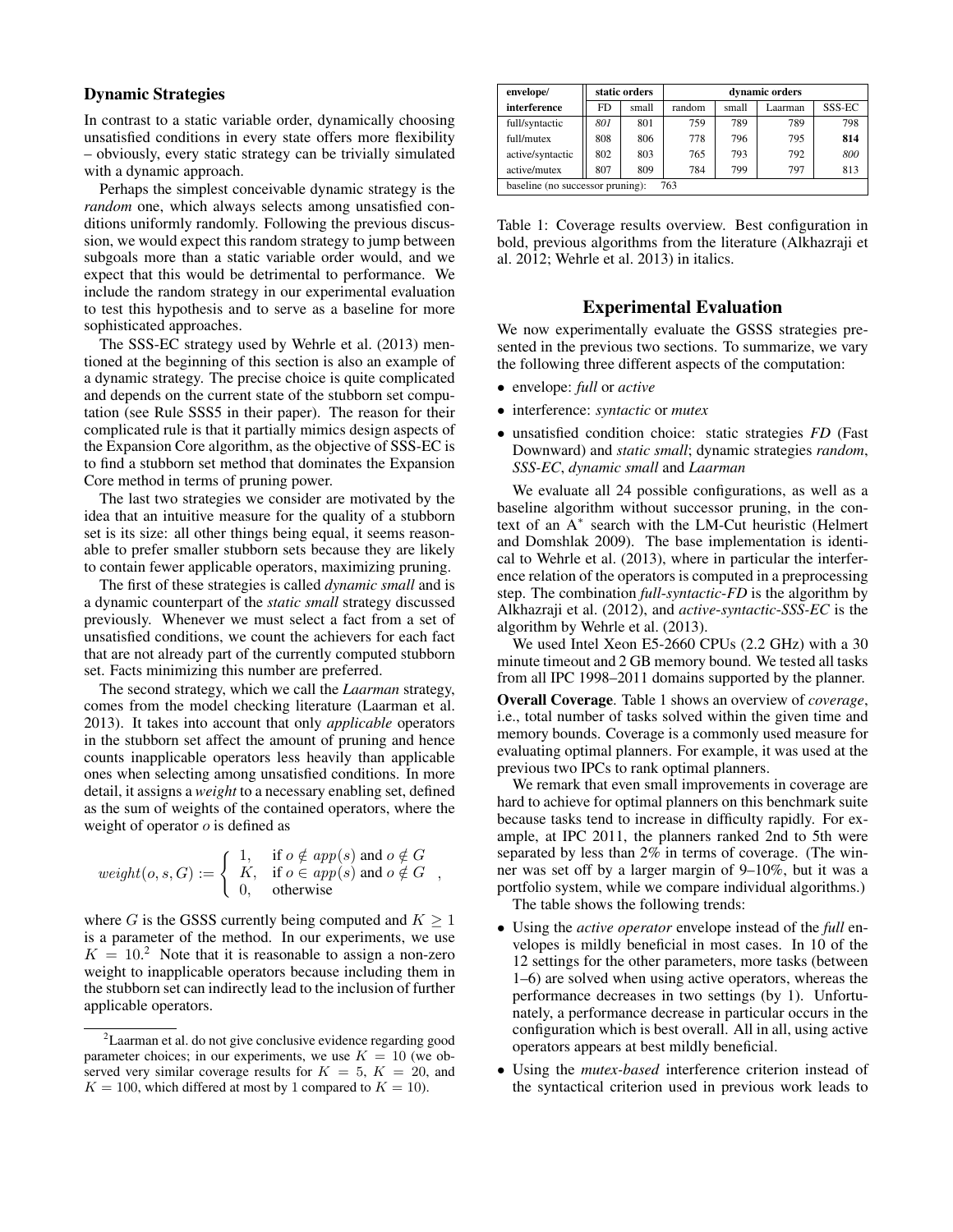### Dynamic Strategies

In contrast to a static variable order, dynamically choosing unsatisfied conditions in every state offers more flexibility – obviously, every static strategy can be trivially simulated with a dynamic approach.

Perhaps the simplest conceivable dynamic strategy is the *random* one, which always selects among unsatisfied conditions uniformly randomly. Following the previous discussion, we would expect this random strategy to jump between subgoals more than a static variable order would, and we expect that this would be detrimental to performance. We include the random strategy in our experimental evaluation to test this hypothesis and to serve as a baseline for more sophisticated approaches.

The SSS-EC strategy used by Wehrle et al. (2013) mentioned at the beginning of this section is also an example of a dynamic strategy. The precise choice is quite complicated and depends on the current state of the stubborn set computation (see Rule SSS5 in their paper). The reason for their complicated rule is that it partially mimics design aspects of the Expansion Core algorithm, as the objective of SSS-EC is to find a stubborn set method that dominates the Expansion Core method in terms of pruning power.

The last two strategies we consider are motivated by the idea that an intuitive measure for the quality of a stubborn set is its size: all other things being equal, it seems reasonable to prefer smaller stubborn sets because they are likely to contain fewer applicable operators, maximizing pruning.

The first of these strategies is called *dynamic small* and is a dynamic counterpart of the *static small* strategy discussed previously. Whenever we must select a fact from a set of unsatisfied conditions, we count the achievers for each fact that are not already part of the currently computed stubborn set. Facts minimizing this number are preferred.

The second strategy, which we call the *Laarman* strategy, comes from the model checking literature (Laarman et al. 2013). It takes into account that only *applicable* operators in the stubborn set affect the amount of pruning and hence counts inapplicable operators less heavily than applicable ones when selecting among unsatisfied conditions. In more detail, it assigns a *weight* to a necessary enabling set, defined as the sum of weights of the contained operators, where the weight of operator $o$ is defined as

$$weight(o, s, G) := \begin{cases} 1, & \text{if } o \notin app(s) \text{ and } o \notin G \\ K, & \text{if } o \in app(s) \text{ and } o \notin G \\ 0, & \text{otherwise} \end{cases},$$

where $G$ is the GSSS currently being computed and $K \geq 1$ is a parameter of the method. In our experiments, we use $K = 10$.[2] Note that it is reasonable to assign a non-zero weight to inapplicable operators because including them in the stubborn set can indirectly lead to the inclusion of further applicable operators.

[2] Laarman et al. do not give conclusive evidence regarding good parameter choices; in our experiments, we use $K = 10$ (we observed very similar coverage results for $K = 5$, $K = 20$, and $K = 100$, which differed at most by 1 compared to $K = 10$).

| envelope/ interference | static orders | | dynamic orders | | | |
|---|---|---|---|---|---|---|
| | FD | small | random | small | Laarman | SSS-EC |
| full/syntactic | *801* | 801 | 759 | 789 | 789 | 798 |
| full/mutex | 808 | 806 | 778 | 796 | 795 | **814** |
| active/syntactic | 802 | 803 | 765 | 793 | 792 | *800* |
| active/mutex | 807 | 809 | 784 | 799 | 797 | 813 |
| baseline (no successor pruning): 763 | | | | | | |

Table 1: Coverage results overview. Best configuration in bold, previous algorithms from the literature (Alkhazraji et al. 2012; Wehrle et al. 2013) in italics.

## Experimental Evaluation

We now experimentally evaluate the GSSS strategies presented in the previous two sections. To summarize, we vary the following three different aspects of the computation:

- envelope: *full* or *active*
- interference: *syntactic* or *mutex*
- unsatisfied condition choice: static strategies *FD* (Fast Downward) and *static small*; dynamic strategies *random*, *SSS-EC*, *dynamic small* and *Laarman*

We evaluate all 24 possible configurations, as well as a baseline algorithm without successor pruning, in the context of an A* search with the LM-Cut heuristic (Helmert and Domshlak 2009). The base implementation is identical to Wehrle et al. (2013), where in particular the interference relation of the operators is computed in a preprocessing step. The combination *full-syntactic-FD* is the algorithm by Alkhazraji et al. (2012), and *active-syntactic-SSS-EC* is the algorithm by Wehrle et al. (2013).

We used Intel Xeon E5-2660 CPUs (2.2 GHz) with a 30 minute timeout and 2 GB memory bound. We tested all tasks from all IPC 1998–2011 domains supported by the planner.

**Overall Coverage**. Table 1 shows an overview of *coverage*, i.e., total number of tasks solved within the given time and memory bounds. Coverage is a commonly used measure for evaluating optimal planners. For example, it was used at the previous two IPCs to rank optimal planners.

We remark that even small improvements in coverage are hard to achieve for optimal planners on this benchmark suite because tasks tend to increase in difficulty rapidly. For example, at IPC 2011, the planners ranked 2nd to 5th were separated by less than 2% in terms of coverage. (The winner was set off by a larger margin of 9–10%, but it was a portfolio system, while we compare individual algorithms.)

The table shows the following trends:

- Using the *active operator* envelope instead of the *full* envelopes is mildly beneficial in most cases. In 10 of the 12 settings for the other parameters, more tasks (between 1–6) are solved when using active operators, whereas the performance decreases in two settings (by 1). Unfortunately, a performance decrease in particular occurs in the configuration which is best overall. All in all, using active operators appears at best mildly beneficial.
- Using the *mutex-based* interference criterion instead of the syntactical criterion used in previous work leads to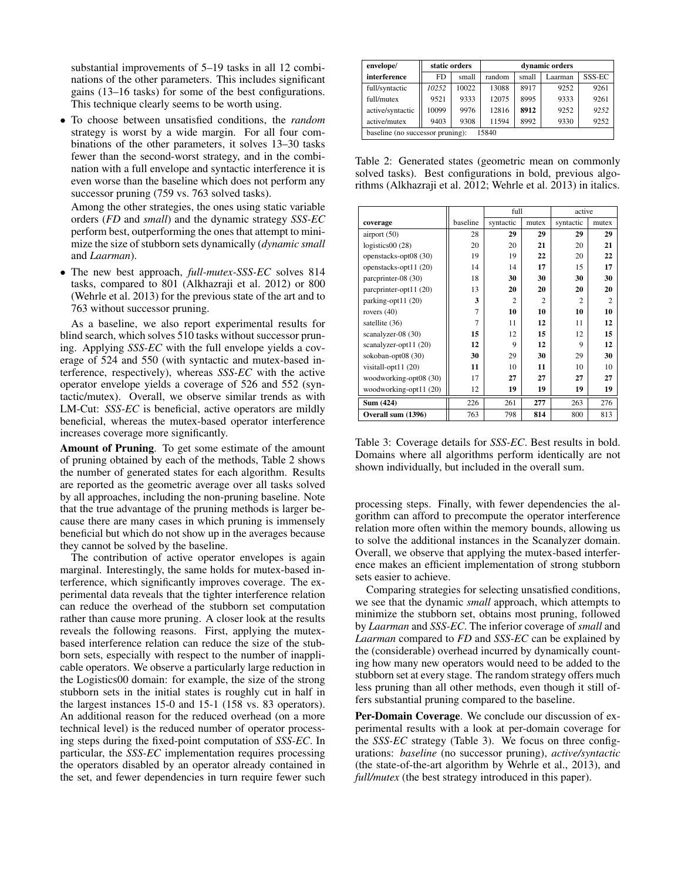substantial improvements of 5–19 tasks in all 12 combinations of the other parameters. This includes significant gains (13–16 tasks) for some of the best configurations. This technique clearly seems to be worth using.

- To choose between unsatisfied conditions, the *random* strategy is worst by a wide margin. For all four combinations of the other parameters, it solves 13–30 tasks fewer than the second-worst strategy, and in the combination with a full envelope and syntactic interference it is even worse than the baseline which does not perform any successor pruning (759 vs. 763 solved tasks).

  Among the other strategies, the ones using static variable orders (*FD* and *small*) and the dynamic strategy *SSS-EC* perform best, outperforming the ones that attempt to minimize the size of stubborn sets dynamically (*dynamic small* and *Laarman*).

- The new best approach, *full-mutex-SSS-EC* solves 814 tasks, compared to 801 (Alkhazraji et al. 2012) or 800 (Wehrle et al. 2013) for the previous state of the art and to 763 without successor pruning.

As a baseline, we also report experimental results for blind search, which solves 510 tasks without successor pruning. Applying *SSS-EC* with the full envelope yields a coverage of 524 and 550 (with syntactic and mutex-based interference, respectively), whereas *SSS-EC* with the active operator envelope yields a coverage of 526 and 552 (syntactic/mutex). Overall, we observe similar trends as with LM-Cut: *SSS-EC* is beneficial, active operators are mildly beneficial, whereas the mutex-based operator interference increases coverage more significantly.

**Amount of Pruning**. To get some estimate of the amount of pruning obtained by each of the methods, Table 2 shows the number of generated states for each algorithm. Results are reported as the geometric average over all tasks solved by all approaches, including the non-pruning baseline. Note that the true advantage of the pruning methods is larger because there are many cases in which pruning is immensely beneficial but which do not show up in the averages because they cannot be solved by the baseline.

The contribution of active operator envelopes is again marginal. Interestingly, the same holds for mutex-based interference, which significantly improves coverage. The experimental data reveals that the tighter interference relation can reduce the overhead of the stubborn set computation rather than cause more pruning. A closer look at the results reveals the following reasons. First, applying the mutex-based interference relation can reduce the size of the stubborn sets, especially with respect to the number of inapplicable operators. We observe a particularly large reduction in the Logistics00 domain: for example, the size of the strong stubborn sets in the initial states is roughly cut in half in the largest instances 15-0 and 15-1 (158 vs. 83 operators). An additional reason for the reduced overhead (on a more technical level) is the reduced number of operator processing steps during the fixed-point computation of *SSS-EC*. In particular, the *SSS-EC* implementation requires processing the operators disabled by an operator already contained in the set, and fewer dependencies in turn require fewer such processing steps. Finally, with fewer dependencies the algorithm can afford to precompute the operator interference relation more often within the memory bounds, allowing us to solve the additional instances in the Scanalyzer domain. Overall, we observe that applying the mutex-based interference makes an efficient implementation of strong stubborn sets easier to achieve.

Comparing strategies for selecting unsatisfied conditions, we see that the dynamic *small* approach, which attempts to minimize the stubborn set, obtains most pruning, followed by *Laarman* and *SSS-EC*. The inferior coverage of *small* and *Laarman* compared to *FD* and *SSS-EC* can be explained by the (considerable) overhead incurred by dynamically counting how many new operators would need to be added to the stubborn set at every stage. The random strategy offers much less pruning than all other methods, even though it still offers substantial pruning compared to the baseline.

| envelope/ | static orders | | dynamic orders | | | |
|---|---|---|---|---|---|---|
| interference | FD | small | random | small | Laarman | SSS-EC |
| full/syntactic | *10252* | 10022 | 13088 | 8917 | 9252 | 9261 |
| full/mutex | 9521 | 9333 | 12075 | 8995 | 9333 | 9261 |
| active/syntactic | 10099 | 9976 | 12816 | **8912** | 9252 | *9252* |
| active/mutex | 9403 | 9308 | 11594 | 8992 | 9330 | 9252 |
| baseline (no successor pruning): 15840 | | | | | | |

Table 2: Generated states (geometric mean on commonly solved tasks). Best configurations in bold, previous algorithms (Alkhazraji et al. 2012; Wehrle et al. 2013) in italics.

| | | full | | active | |
|---|---|---|---|---|---|
| coverage | baseline | syntactic | mutex | syntactic | mutex |
| airport (50) | 28 | **29** | **29** | **29** | **29** |
| logistics00 (28) | 20 | 20 | **21** | 20 | **21** |
| openstacks-opt08 (30) | 19 | 19 | **22** | 20 | **22** |
| openstacks-opt11 (20) | 14 | 14 | **17** | 15 | **17** |
| parcprinter-08 (30) | 18 | **30** | **30** | **30** | **30** |
| parcprinter-opt11 (20) | 13 | **20** | **20** | **20** | **20** |
| parking-opt11 (20) | **3** | 2 | 2 | 2 | 2 |
| rovers (40) | 7 | **10** | **10** | **10** | **10** |
| satellite (36) | 7 | 11 | **12** | 11 | **12** |
| scanalyzer-08 (30) | **15** | 12 | **15** | 12 | **15** |
| scanalyzer-opt11 (20) | **12** | 9 | **12** | 9 | **12** |
| sokoban-opt08 (30) | **30** | 29 | **30** | 29 | **30** |
| visitall-opt11 (20) | **11** | 10 | **11** | 10 | 10 |
| woodworking-opt08 (30) | 17 | **27** | **27** | **27** | **27** |
| woodworking-opt11 (20) | 12 | **19** | **19** | **19** | **19** |
| **Sum (424)** | 226 | 261 | **277** | 263 | 276 |
| **Overall sum (1396)** | 763 | 798 | **814** | 800 | 813 |

Table 3: Coverage details for *SSS-EC*. Best results in bold. Domains where all algorithms perform identically are not shown individually, but included in the overall sum.

**Per-Domain Coverage**. We conclude our discussion of experimental results with a look at per-domain coverage for the *SSS-EC* strategy (Table 3). We focus on three configurations: *baseline* (no successor pruning), *active/syntactic* (the state-of-the-art algorithm by Wehrle et al., 2013), and *full/mutex* (the best strategy introduced in this paper).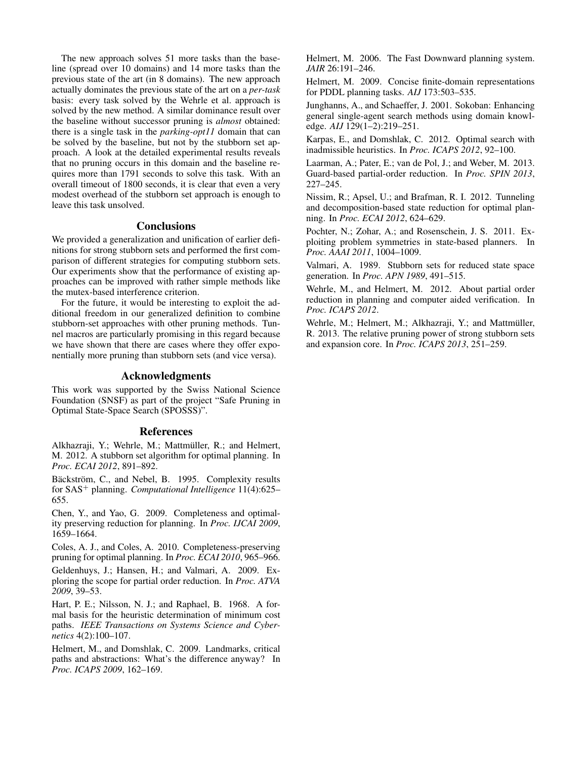The new approach solves 51 more tasks than the baseline (spread over 10 domains) and 14 more tasks than the previous state of the art (in 8 domains). The new approach actually dominates the previous state of the art on a *per-task* basis: every task solved by the Wehrle et al. approach is solved by the new method. A similar dominance result over the baseline without successor pruning is *almost* obtained: there is a single task in the *parking-opt11* domain that can be solved by the baseline, but not by the stubborn set approach. A look at the detailed experimental results reveals that no pruning occurs in this domain and the baseline requires more than 1791 seconds to solve this task. With an overall timeout of 1800 seconds, it is clear that even a very modest overhead of the stubborn set approach is enough to leave this task unsolved.

## Conclusions

We provided a generalization and unification of earlier definitions for strong stubborn sets and performed the first comparison of different strategies for computing stubborn sets. Our experiments show that the performance of existing approaches can be improved with rather simple methods like the mutex-based interference criterion.

For the future, it would be interesting to exploit the additional freedom in our generalized definition to combine stubborn-set approaches with other pruning methods. Tunnel macros are particularly promising in this regard because we have shown that there are cases where they offer exponentially more pruning than stubborn sets (and vice versa).

## Acknowledgments

This work was supported by the Swiss National Science Foundation (SNSF) as part of the project "Safe Pruning in Optimal State-Space Search (SPOSSS)".

## References

Alkhazraji, Y.; Wehrle, M.; Mattmüller, R.; and Helmert, M. 2012. A stubborn set algorithm for optimal planning. In *Proc. ECAI 2012*, 891–892.

Bäckström, C., and Nebel, B. 1995. Complexity results for $SAS^+$ planning. *Computational Intelligence* 11(4):625–655.

Chen, Y., and Yao, G. 2009. Completeness and optimality preserving reduction for planning. In *Proc. IJCAI 2009*, 1659–1664.

Coles, A. J., and Coles, A. 2010. Completeness-preserving pruning for optimal planning. In *Proc. ECAI 2010*, 965–966.

Geldenhuys, J.; Hansen, H.; and Valmari, A. 2009. Exploring the scope for partial order reduction. In *Proc. ATVA 2009*, 39–53.

Hart, P. E.; Nilsson, N. J.; and Raphael, B. 1968. A formal basis for the heuristic determination of minimum cost paths. *IEEE Transactions on Systems Science and Cybernetics* 4(2):100–107.

Helmert, M., and Domshlak, C. 2009. Landmarks, critical paths and abstractions: What's the difference anyway? In *Proc. ICAPS 2009*, 162–169.

Helmert, M. 2006. The Fast Downward planning system. *JAIR* 26:191–246.

Helmert, M. 2009. Concise finite-domain representations for PDDL planning tasks. *AIJ* 173:503–535.

Junghanns, A., and Schaeffer, J. 2001. Sokoban: Enhancing general single-agent search methods using domain knowledge. *AIJ* 129(1–2):219–251.

Karpas, E., and Domshlak, C. 2012. Optimal search with inadmissible heuristics. In *Proc. ICAPS 2012*, 92–100.

Laarman, A.; Pater, E.; van de Pol, J.; and Weber, M. 2013. Guard-based partial-order reduction. In *Proc. SPIN 2013*, 227–245.

Nissim, R.; Apsel, U.; and Brafman, R. I. 2012. Tunneling and decomposition-based state reduction for optimal planning. In *Proc. ECAI 2012*, 624–629.

Pochter, N.; Zohar, A.; and Rosenschein, J. S. 2011. Exploiting problem symmetries in state-based planners. In *Proc. AAAI 2011*, 1004–1009.

Valmari, A. 1989. Stubborn sets for reduced state space generation. In *Proc. APN 1989*, 491–515.

Wehrle, M., and Helmert, M. 2012. About partial order reduction in planning and computer aided verification. In *Proc. ICAPS 2012*.

Wehrle, M.; Helmert, M.; Alkhazraji, Y.; and Mattmüller, R. 2013. The relative pruning power of strong stubborn sets and expansion core. In *Proc. ICAPS 2013*, 251–259.